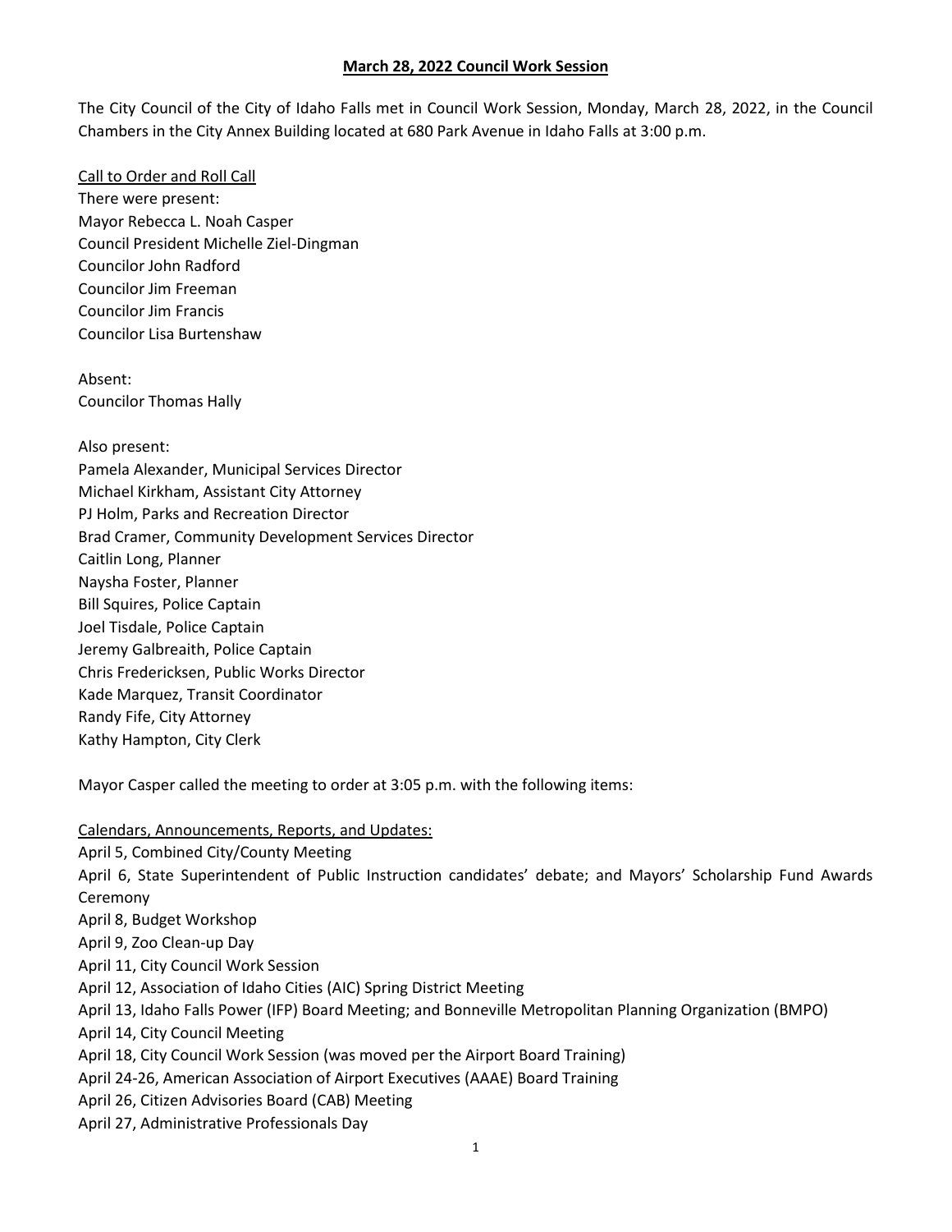**<u>March 28, 2022 Council Work Session</u>**

The City Council of the City of Idaho Falls met in Council Work Session, Monday, March 28, 2022, in the Council Chambers in the City Annex Building located at 680 Park Avenue in Idaho Falls at 3:00 p.m.

<u>Call to Order and Roll Call</u>

There were present:
Mayor Rebecca L. Noah Casper
Council President Michelle Ziel-Dingman
Councilor John Radford
Councilor Jim Freeman
Councilor Jim Francis
Councilor Lisa Burtenshaw

Absent:
Councilor Thomas Hally

Also present:
Pamela Alexander, Municipal Services Director
Michael Kirkham, Assistant City Attorney
PJ Holm, Parks and Recreation Director
Brad Cramer, Community Development Services Director
Caitlin Long, Planner
Naysha Foster, Planner
Bill Squires, Police Captain
Joel Tisdale, Police Captain
Jeremy Galbreaith, Police Captain
Chris Fredericksen, Public Works Director
Kade Marquez, Transit Coordinator
Randy Fife, City Attorney
Kathy Hampton, City Clerk

Mayor Casper called the meeting to order at 3:05 p.m. with the following items:

<u>Calendars, Announcements, Reports, and Updates:</u>

April 5, Combined City/County Meeting
April 6, State Superintendent of Public Instruction candidates' debate; and Mayors' Scholarship Fund Awards Ceremony
April 8, Budget Workshop
April 9, Zoo Clean-up Day
April 11, City Council Work Session
April 12, Association of Idaho Cities (AIC) Spring District Meeting
April 13, Idaho Falls Power (IFP) Board Meeting; and Bonneville Metropolitan Planning Organization (BMPO)
April 14, City Council Meeting
April 18, City Council Work Session (was moved per the Airport Board Training)
April 24-26, American Association of Airport Executives (AAAE) Board Training
April 26, Citizen Advisories Board (CAB) Meeting
April 27, Administrative Professionals Day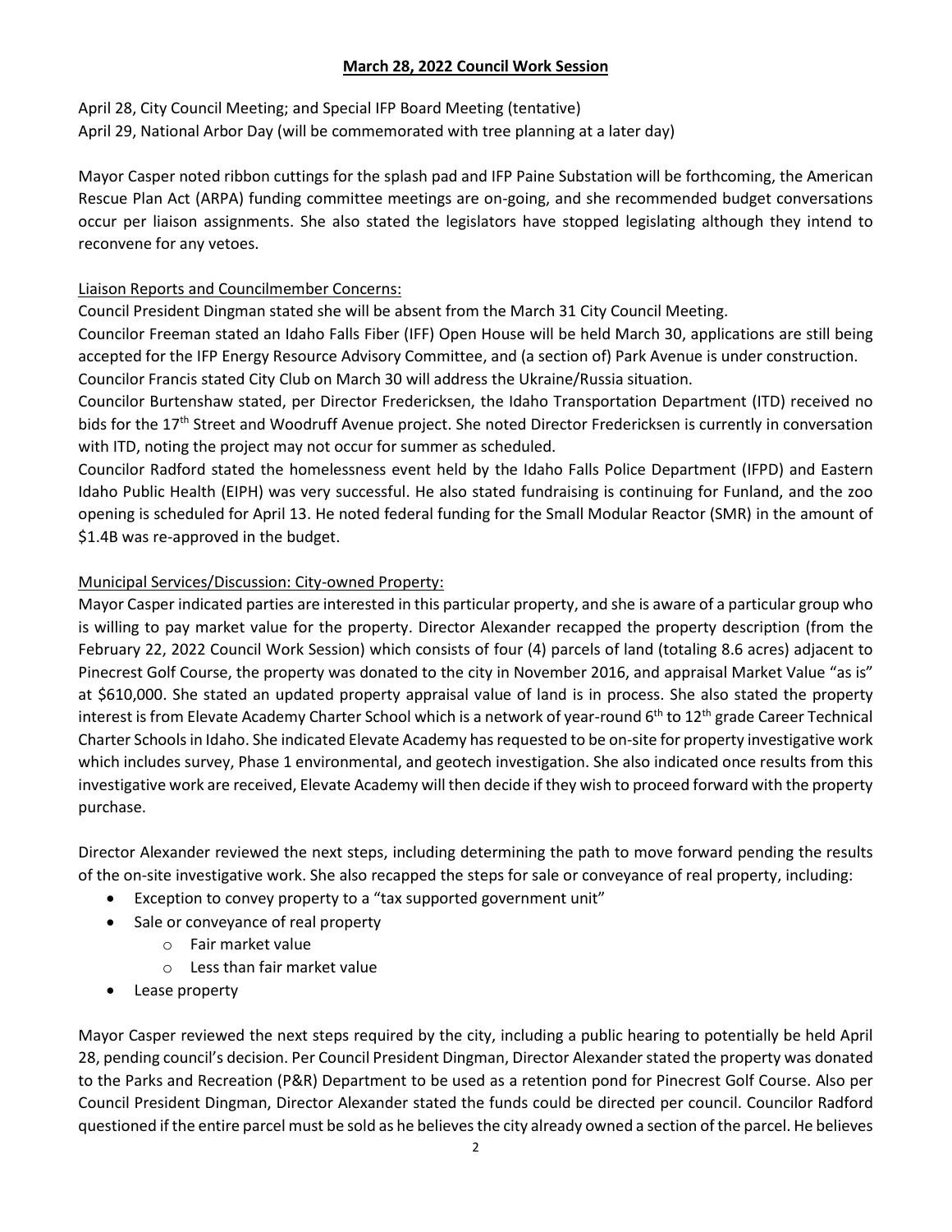**March 28, 2022 Council Work Session**

April 28, City Council Meeting; and Special IFP Board Meeting (tentative)
April 29, National Arbor Day (will be commemorated with tree planning at a later day)

Mayor Casper noted ribbon cuttings for the splash pad and IFP Paine Substation will be forthcoming, the American Rescue Plan Act (ARPA) funding committee meetings are on-going, and she recommended budget conversations occur per liaison assignments. She also stated the legislators have stopped legislating although they intend to reconvene for any vetoes.

Liaison Reports and Councilmember Concerns:

Council President Dingman stated she will be absent from the March 31 City Council Meeting.
Councilor Freeman stated an Idaho Falls Fiber (IFF) Open House will be held March 30, applications are still being accepted for the IFP Energy Resource Advisory Committee, and (a section of) Park Avenue is under construction.
Councilor Francis stated City Club on March 30 will address the Ukraine/Russia situation.
Councilor Burtenshaw stated, per Director Fredericksen, the Idaho Transportation Department (ITD) received no bids for the 17th Street and Woodruff Avenue project. She noted Director Fredericksen is currently in conversation with ITD, noting the project may not occur for summer as scheduled.
Councilor Radford stated the homelessness event held by the Idaho Falls Police Department (IFPD) and Eastern Idaho Public Health (EIPH) was very successful. He also stated fundraising is continuing for Funland, and the zoo opening is scheduled for April 13. He noted federal funding for the Small Modular Reactor (SMR) in the amount of $1.4B was re-approved in the budget.

Municipal Services/Discussion: City-owned Property:

Mayor Casper indicated parties are interested in this particular property, and she is aware of a particular group who is willing to pay market value for the property. Director Alexander recapped the property description (from the February 22, 2022 Council Work Session) which consists of four (4) parcels of land (totaling 8.6 acres) adjacent to Pinecrest Golf Course, the property was donated to the city in November 2016, and appraisal Market Value "as is" at $610,000. She stated an updated property appraisal value of land is in process. She also stated the property interest is from Elevate Academy Charter School which is a network of year-round 6th to 12th grade Career Technical Charter Schools in Idaho. She indicated Elevate Academy has requested to be on-site for property investigative work which includes survey, Phase 1 environmental, and geotech investigation. She also indicated once results from this investigative work are received, Elevate Academy will then decide if they wish to proceed forward with the property purchase.

Director Alexander reviewed the next steps, including determining the path to move forward pending the results of the on-site investigative work. She also recapped the steps for sale or conveyance of real property, including:

- Exception to convey property to a "tax supported government unit"
- Sale or conveyance of real property
  - Fair market value
  - Less than fair market value
- Lease property

Mayor Casper reviewed the next steps required by the city, including a public hearing to potentially be held April 28, pending council's decision. Per Council President Dingman, Director Alexander stated the property was donated to the Parks and Recreation (P&R) Department to be used as a retention pond for Pinecrest Golf Course. Also per Council President Dingman, Director Alexander stated the funds could be directed per council. Councilor Radford questioned if the entire parcel must be sold as he believes the city already owned a section of the parcel. He believes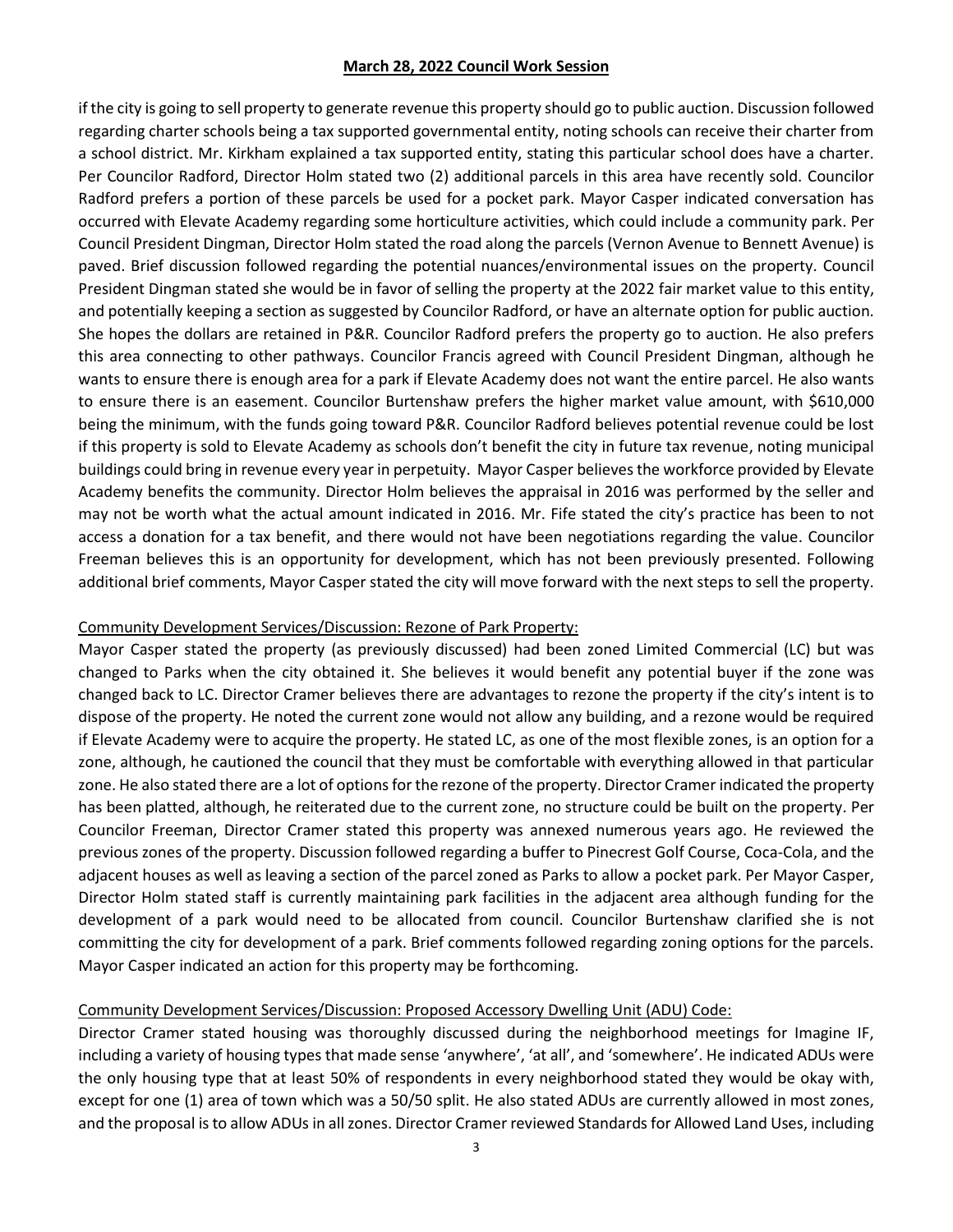if the city is going to sell property to generate revenue this property should go to public auction. Discussion followed regarding charter schools being a tax supported governmental entity, noting schools can receive their charter from a school district. Mr. Kirkham explained a tax supported entity, stating this particular school does have a charter. Per Councilor Radford, Director Holm stated two (2) additional parcels in this area have recently sold. Councilor Radford prefers a portion of these parcels be used for a pocket park. Mayor Casper indicated conversation has occurred with Elevate Academy regarding some horticulture activities, which could include a community park. Per Council President Dingman, Director Holm stated the road along the parcels (Vernon Avenue to Bennett Avenue) is paved. Brief discussion followed regarding the potential nuances/environmental issues on the property. Council President Dingman stated she would be in favor of selling the property at the 2022 fair market value to this entity, and potentially keeping a section as suggested by Councilor Radford, or have an alternate option for public auction. She hopes the dollars are retained in P&R. Councilor Radford prefers the property go to auction. He also prefers this area connecting to other pathways. Councilor Francis agreed with Council President Dingman, although he wants to ensure there is enough area for a park if Elevate Academy does not want the entire parcel. He also wants to ensure there is an easement. Councilor Burtenshaw prefers the higher market value amount, with $610,000 being the minimum, with the funds going toward P&R. Councilor Radford believes potential revenue could be lost if this property is sold to Elevate Academy as schools don't benefit the city in future tax revenue, noting municipal buildings could bring in revenue every year in perpetuity. Mayor Casper believes the workforce provided by Elevate Academy benefits the community. Director Holm believes the appraisal in 2016 was performed by the seller and may not be worth what the actual amount indicated in 2016. Mr. Fife stated the city's practice has been to not access a donation for a tax benefit, and there would not have been negotiations regarding the value. Councilor Freeman believes this is an opportunity for development, which has not been previously presented. Following additional brief comments, Mayor Casper stated the city will move forward with the next steps to sell the property.

<u>Community Development Services/Discussion: Rezone of Park Property:</u>

Mayor Casper stated the property (as previously discussed) had been zoned Limited Commercial (LC) but was changed to Parks when the city obtained it. She believes it would benefit any potential buyer if the zone was changed back to LC. Director Cramer believes there are advantages to rezone the property if the city's intent is to dispose of the property. He noted the current zone would not allow any building, and a rezone would be required if Elevate Academy were to acquire the property. He stated LC, as one of the most flexible zones, is an option for a zone, although, he cautioned the council that they must be comfortable with everything allowed in that particular zone. He also stated there are a lot of options for the rezone of the property. Director Cramer indicated the property has been platted, although, he reiterated due to the current zone, no structure could be built on the property. Per Councilor Freeman, Director Cramer stated this property was annexed numerous years ago. He reviewed the previous zones of the property. Discussion followed regarding a buffer to Pinecrest Golf Course, Coca-Cola, and the adjacent houses as well as leaving a section of the parcel zoned as Parks to allow a pocket park. Per Mayor Casper, Director Holm stated staff is currently maintaining park facilities in the adjacent area although funding for the development of a park would need to be allocated from council. Councilor Burtenshaw clarified she is not committing the city for development of a park. Brief comments followed regarding zoning options for the parcels. Mayor Casper indicated an action for this property may be forthcoming.

<u>Community Development Services/Discussion: Proposed Accessory Dwelling Unit (ADU) Code:</u>

Director Cramer stated housing was thoroughly discussed during the neighborhood meetings for Imagine IF, including a variety of housing types that made sense 'anywhere', 'at all', and 'somewhere'. He indicated ADUs were the only housing type that at least 50% of respondents in every neighborhood stated they would be okay with, except for one (1) area of town which was a 50/50 split. He also stated ADUs are currently allowed in most zones, and the proposal is to allow ADUs in all zones. Director Cramer reviewed Standards for Allowed Land Uses, including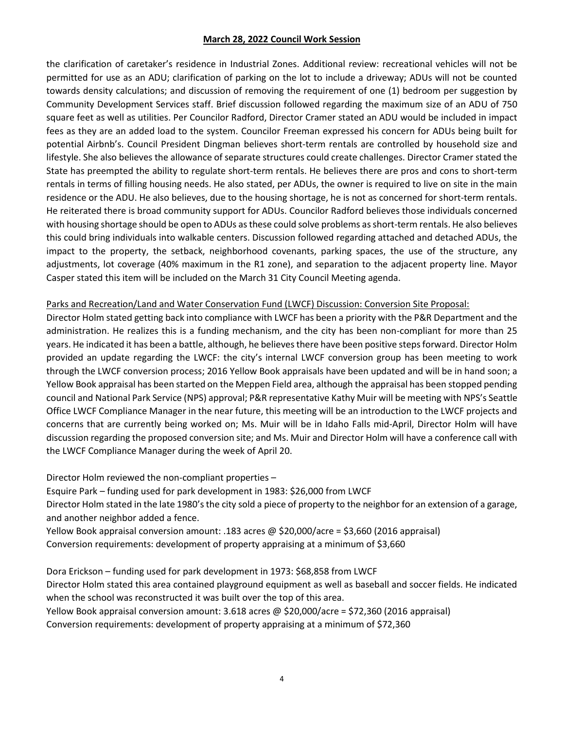the clarification of caretaker's residence in Industrial Zones. Additional review: recreational vehicles will not be permitted for use as an ADU; clarification of parking on the lot to include a driveway; ADUs will not be counted towards density calculations; and discussion of removing the requirement of one (1) bedroom per suggestion by Community Development Services staff. Brief discussion followed regarding the maximum size of an ADU of 750 square feet as well as utilities. Per Councilor Radford, Director Cramer stated an ADU would be included in impact fees as they are an added load to the system. Councilor Freeman expressed his concern for ADUs being built for potential Airbnb's. Council President Dingman believes short-term rentals are controlled by household size and lifestyle. She also believes the allowance of separate structures could create challenges. Director Cramer stated the State has preempted the ability to regulate short-term rentals. He believes there are pros and cons to short-term rentals in terms of filling housing needs. He also stated, per ADUs, the owner is required to live on site in the main residence or the ADU. He also believes, due to the housing shortage, he is not as concerned for short-term rentals. He reiterated there is broad community support for ADUs. Councilor Radford believes those individuals concerned with housing shortage should be open to ADUs as these could solve problems as short-term rentals. He also believes this could bring individuals into walkable centers. Discussion followed regarding attached and detached ADUs, the impact to the property, the setback, neighborhood covenants, parking spaces, the use of the structure, any adjustments, lot coverage (40% maximum in the R1 zone), and separation to the adjacent property line. Mayor Casper stated this item will be included on the March 31 City Council Meeting agenda.

Parks and Recreation/Land and Water Conservation Fund (LWCF) Discussion: Conversion Site Proposal:

Director Holm stated getting back into compliance with LWCF has been a priority with the P&R Department and the administration. He realizes this is a funding mechanism, and the city has been non-compliant for more than 25 years. He indicated it has been a battle, although, he believes there have been positive steps forward. Director Holm provided an update regarding the LWCF: the city's internal LWCF conversion group has been meeting to work through the LWCF conversion process; 2016 Yellow Book appraisals have been updated and will be in hand soon; a Yellow Book appraisal has been started on the Meppen Field area, although the appraisal has been stopped pending council and National Park Service (NPS) approval; P&R representative Kathy Muir will be meeting with NPS's Seattle Office LWCF Compliance Manager in the near future, this meeting will be an introduction to the LWCF projects and concerns that are currently being worked on; Ms. Muir will be in Idaho Falls mid-April, Director Holm will have discussion regarding the proposed conversion site; and Ms. Muir and Director Holm will have a conference call with the LWCF Compliance Manager during the week of April 20.

Director Holm reviewed the non-compliant properties –

Esquire Park – funding used for park development in 1983: $26,000 from LWCF

Director Holm stated in the late 1980's the city sold a piece of property to the neighbor for an extension of a garage, and another neighbor added a fence.

Yellow Book appraisal conversion amount: .183 acres @ $20,000/acre = $3,660 (2016 appraisal)

Conversion requirements: development of property appraising at a minimum of $3,660

Dora Erickson – funding used for park development in 1973: $68,858 from LWCF

Director Holm stated this area contained playground equipment as well as baseball and soccer fields. He indicated when the school was reconstructed it was built over the top of this area.

Yellow Book appraisal conversion amount: 3.618 acres @ $20,000/acre = $72,360 (2016 appraisal)

Conversion requirements: development of property appraising at a minimum of $72,360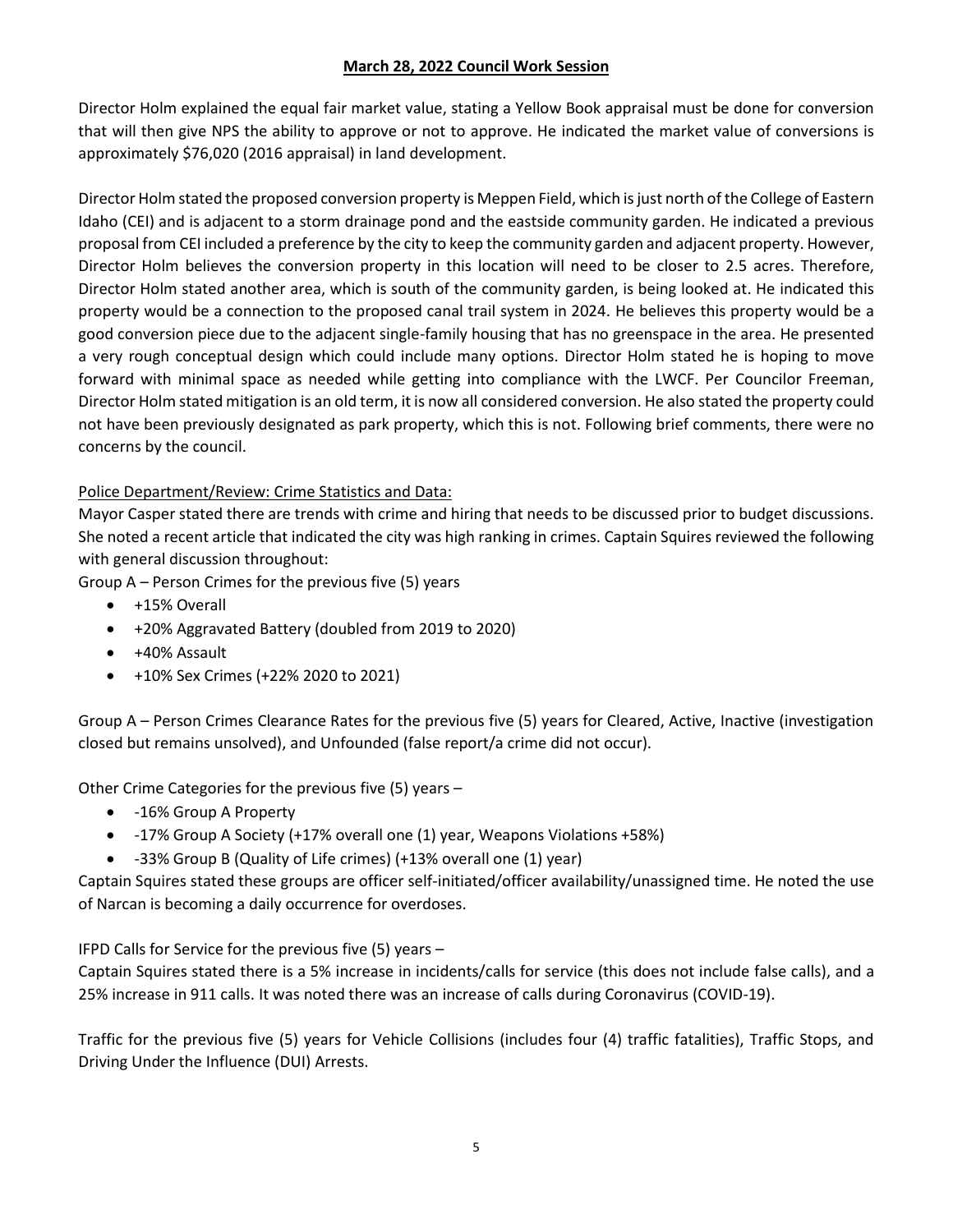**March 28, 2022 Council Work Session**

Director Holm explained the equal fair market value, stating a Yellow Book appraisal must be done for conversion that will then give NPS the ability to approve or not to approve. He indicated the market value of conversions is approximately $76,020 (2016 appraisal) in land development.

Director Holm stated the proposed conversion property is Meppen Field, which is just north of the College of Eastern Idaho (CEI) and is adjacent to a storm drainage pond and the eastside community garden. He indicated a previous proposal from CEI included a preference by the city to keep the community garden and adjacent property. However, Director Holm believes the conversion property in this location will need to be closer to 2.5 acres. Therefore, Director Holm stated another area, which is south of the community garden, is being looked at. He indicated this property would be a connection to the proposed canal trail system in 2024. He believes this property would be a good conversion piece due to the adjacent single-family housing that has no greenspace in the area. He presented a very rough conceptual design which could include many options. Director Holm stated he is hoping to move forward with minimal space as needed while getting into compliance with the LWCF. Per Councilor Freeman, Director Holm stated mitigation is an old term, it is now all considered conversion. He also stated the property could not have been previously designated as park property, which this is not. Following brief comments, there were no concerns by the council.

Police Department/Review: Crime Statistics and Data:

Mayor Casper stated there are trends with crime and hiring that needs to be discussed prior to budget discussions. She noted a recent article that indicated the city was high ranking in crimes. Captain Squires reviewed the following with general discussion throughout:

Group A – Person Crimes for the previous five (5) years

- +15% Overall
- +20% Aggravated Battery (doubled from 2019 to 2020)
- +40% Assault
- +10% Sex Crimes (+22% 2020 to 2021)

Group A – Person Crimes Clearance Rates for the previous five (5) years for Cleared, Active, Inactive (investigation closed but remains unsolved), and Unfounded (false report/a crime did not occur).

Other Crime Categories for the previous five (5) years –

- -16% Group A Property
- -17% Group A Society (+17% overall one (1) year, Weapons Violations +58%)
- -33% Group B (Quality of Life crimes) (+13% overall one (1) year)

Captain Squires stated these groups are officer self-initiated/officer availability/unassigned time. He noted the use of Narcan is becoming a daily occurrence for overdoses.

IFPD Calls for Service for the previous five (5) years –

Captain Squires stated there is a 5% increase in incidents/calls for service (this does not include false calls), and a 25% increase in 911 calls. It was noted there was an increase of calls during Coronavirus (COVID-19).

Traffic for the previous five (5) years for Vehicle Collisions (includes four (4) traffic fatalities), Traffic Stops, and Driving Under the Influence (DUI) Arrests.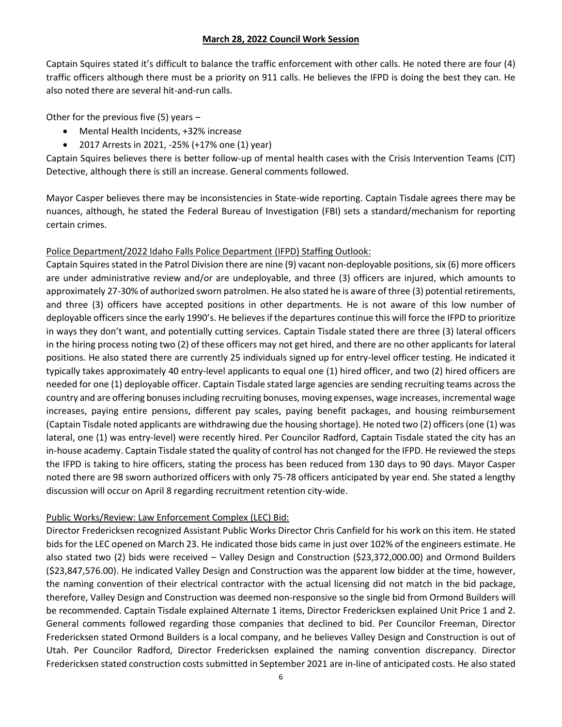**March 28, 2022 Council Work Session**

Captain Squires stated it's difficult to balance the traffic enforcement with other calls. He noted there are four (4) traffic officers although there must be a priority on 911 calls. He believes the IFPD is doing the best they can. He also noted there are several hit-and-run calls.

Other for the previous five (5) years –

- Mental Health Incidents, +32% increase
- 2017 Arrests in 2021, -25% (+17% one (1) year)

Captain Squires believes there is better follow-up of mental health cases with the Crisis Intervention Teams (CIT) Detective, although there is still an increase. General comments followed.

Mayor Casper believes there may be inconsistencies in State-wide reporting. Captain Tisdale agrees there may be nuances, although, he stated the Federal Bureau of Investigation (FBI) sets a standard/mechanism for reporting certain crimes.

Police Department/2022 Idaho Falls Police Department (IFPD) Staffing Outlook:

Captain Squires stated in the Patrol Division there are nine (9) vacant non-deployable positions, six (6) more officers are under administrative review and/or are undeployable, and three (3) officers are injured, which amounts to approximately 27-30% of authorized sworn patrolmen. He also stated he is aware of three (3) potential retirements, and three (3) officers have accepted positions in other departments. He is not aware of this low number of deployable officers since the early 1990's. He believes if the departures continue this will force the IFPD to prioritize in ways they don't want, and potentially cutting services. Captain Tisdale stated there are three (3) lateral officers in the hiring process noting two (2) of these officers may not get hired, and there are no other applicants for lateral positions. He also stated there are currently 25 individuals signed up for entry-level officer testing. He indicated it typically takes approximately 40 entry-level applicants to equal one (1) hired officer, and two (2) hired officers are needed for one (1) deployable officer. Captain Tisdale stated large agencies are sending recruiting teams across the country and are offering bonuses including recruiting bonuses, moving expenses, wage increases, incremental wage increases, paying entire pensions, different pay scales, paying benefit packages, and housing reimbursement (Captain Tisdale noted applicants are withdrawing due the housing shortage). He noted two (2) officers (one (1) was lateral, one (1) was entry-level) were recently hired. Per Councilor Radford, Captain Tisdale stated the city has an in-house academy. Captain Tisdale stated the quality of control has not changed for the IFPD. He reviewed the steps the IFPD is taking to hire officers, stating the process has been reduced from 130 days to 90 days. Mayor Casper noted there are 98 sworn authorized officers with only 75-78 officers anticipated by year end. She stated a lengthy discussion will occur on April 8 regarding recruitment retention city-wide.

Public Works/Review: Law Enforcement Complex (LEC) Bid:

Director Fredericksen recognized Assistant Public Works Director Chris Canfield for his work on this item. He stated bids for the LEC opened on March 23. He indicated those bids came in just over 102% of the engineers estimate. He also stated two (2) bids were received – Valley Design and Construction ($23,372,000.00) and Ormond Builders ($23,847,576.00). He indicated Valley Design and Construction was the apparent low bidder at the time, however, the naming convention of their electrical contractor with the actual licensing did not match in the bid package, therefore, Valley Design and Construction was deemed non-responsive so the single bid from Ormond Builders will be recommended. Captain Tisdale explained Alternate 1 items, Director Fredericksen explained Unit Price 1 and 2. General comments followed regarding those companies that declined to bid. Per Councilor Freeman, Director Fredericksen stated Ormond Builders is a local company, and he believes Valley Design and Construction is out of Utah. Per Councilor Radford, Director Fredericksen explained the naming convention discrepancy. Director Fredericksen stated construction costs submitted in September 2021 are in-line of anticipated costs. He also stated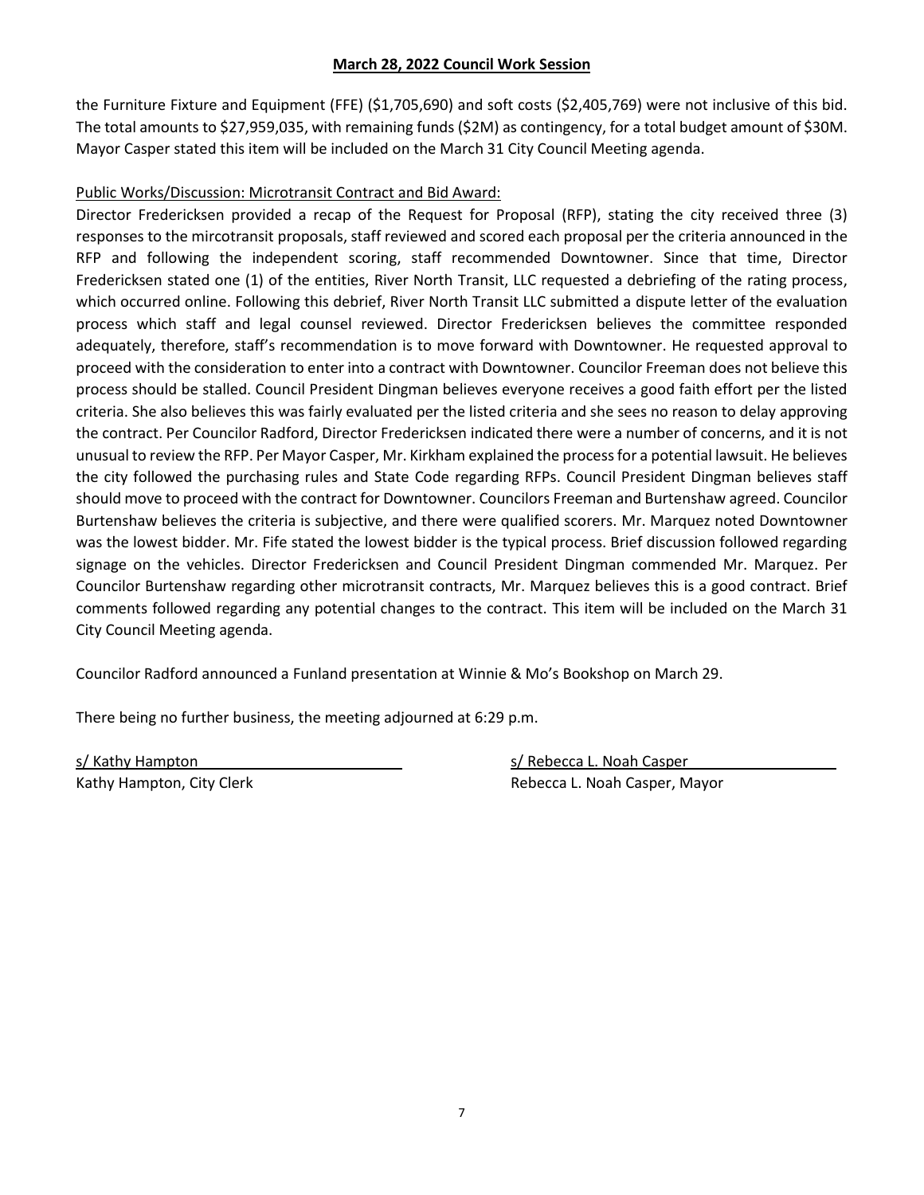the Furniture Fixture and Equipment (FFE) ($1,705,690) and soft costs ($2,405,769) were not inclusive of this bid. The total amounts to $27,959,035, with remaining funds ($2M) as contingency, for a total budget amount of $30M. Mayor Casper stated this item will be included on the March 31 City Council Meeting agenda.

Public Works/Discussion: Microtransit Contract and Bid Award:

Director Fredericksen provided a recap of the Request for Proposal (RFP), stating the city received three (3) responses to the mircotransit proposals, staff reviewed and scored each proposal per the criteria announced in the RFP and following the independent scoring, staff recommended Downtowner. Since that time, Director Fredericksen stated one (1) of the entities, River North Transit, LLC requested a debriefing of the rating process, which occurred online. Following this debrief, River North Transit LLC submitted a dispute letter of the evaluation process which staff and legal counsel reviewed. Director Fredericksen believes the committee responded adequately, therefore, staff's recommendation is to move forward with Downtowner. He requested approval to proceed with the consideration to enter into a contract with Downtowner. Councilor Freeman does not believe this process should be stalled. Council President Dingman believes everyone receives a good faith effort per the listed criteria. She also believes this was fairly evaluated per the listed criteria and she sees no reason to delay approving the contract. Per Councilor Radford, Director Fredericksen indicated there were a number of concerns, and it is not unusual to review the RFP. Per Mayor Casper, Mr. Kirkham explained the process for a potential lawsuit. He believes the city followed the purchasing rules and State Code regarding RFPs. Council President Dingman believes staff should move to proceed with the contract for Downtowner. Councilors Freeman and Burtenshaw agreed. Councilor Burtenshaw believes the criteria is subjective, and there were qualified scorers. Mr. Marquez noted Downtowner was the lowest bidder. Mr. Fife stated the lowest bidder is the typical process. Brief discussion followed regarding signage on the vehicles. Director Fredericksen and Council President Dingman commended Mr. Marquez. Per Councilor Burtenshaw regarding other microtransit contracts, Mr. Marquez believes this is a good contract. Brief comments followed regarding any potential changes to the contract. This item will be included on the March 31 City Council Meeting agenda.

Councilor Radford announced a Funland presentation at Winnie & Mo's Bookshop on March 29.

There being no further business, the meeting adjourned at 6:29 p.m.

s/ Kathy Hampton
Kathy Hampton, City Clerk

s/ Rebecca L. Noah Casper
Rebecca L. Noah Casper, Mayor